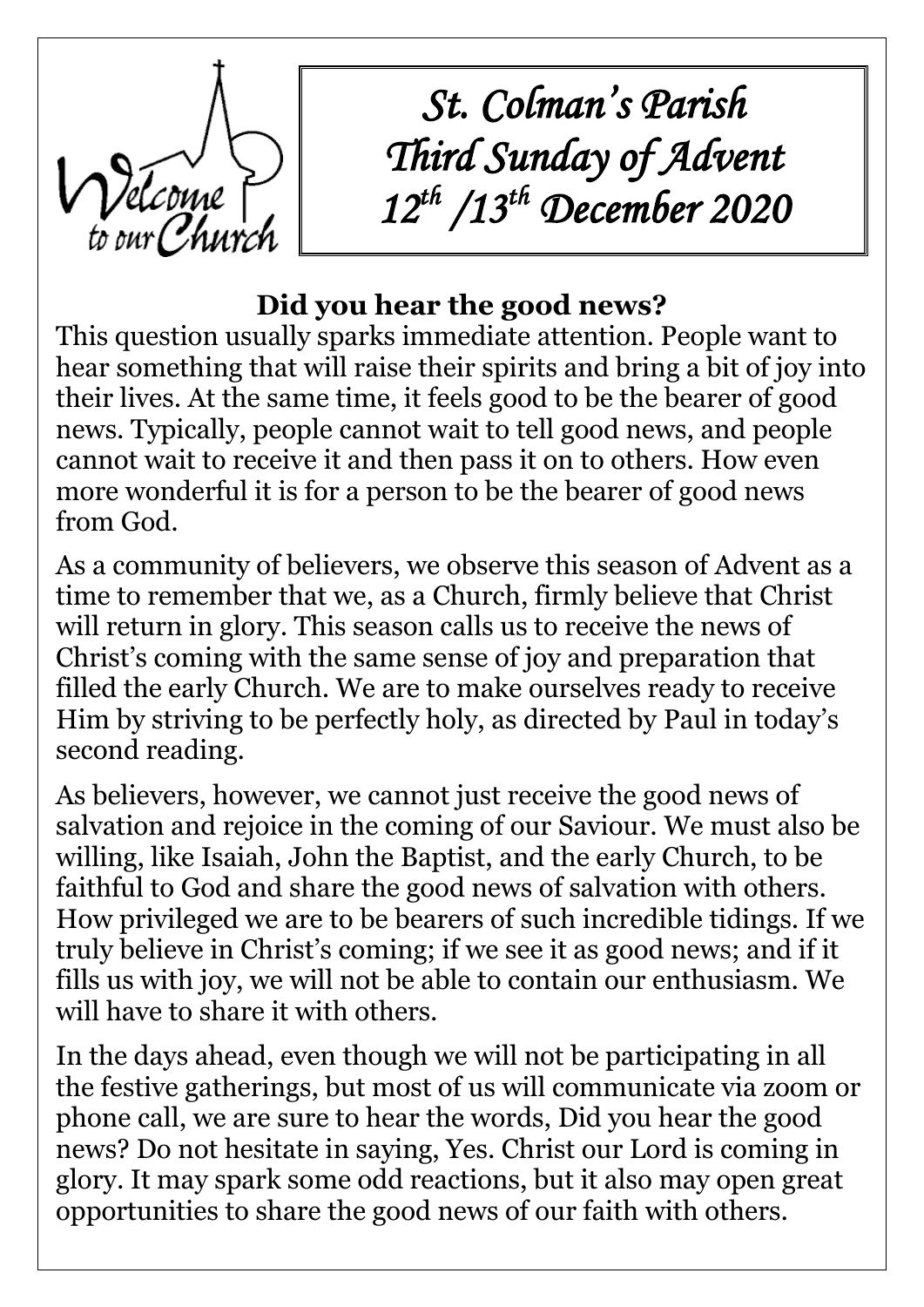*St. Colman's Parish*
*Third Sunday of Advent*
*12th /13th December 2020*

## Did you hear the good news?

This question usually sparks immediate attention. People want to hear something that will raise their spirits and bring a bit of joy into their lives. At the same time, it feels good to be the bearer of good news. Typically, people cannot wait to tell good news, and people cannot wait to receive it and then pass it on to others. How even more wonderful it is for a person to be the bearer of good news from God.

As a community of believers, we observe this season of Advent as a time to remember that we, as a Church, firmly believe that Christ will return in glory. This season calls us to receive the news of Christ's coming with the same sense of joy and preparation that filled the early Church. We are to make ourselves ready to receive Him by striving to be perfectly holy, as directed by Paul in today's second reading.

As believers, however, we cannot just receive the good news of salvation and rejoice in the coming of our Saviour. We must also be willing, like Isaiah, John the Baptist, and the early Church, to be faithful to God and share the good news of salvation with others. How privileged we are to be bearers of such incredible tidings. If we truly believe in Christ's coming; if we see it as good news; and if it fills us with joy, we will not be able to contain our enthusiasm. We will have to share it with others.

In the days ahead, even though we will not be participating in all the festive gatherings, but most of us will communicate via zoom or phone call, we are sure to hear the words, Did you hear the good news? Do not hesitate in saying, Yes. Christ our Lord is coming in glory. It may spark some odd reactions, but it also may open great opportunities to share the good news of our faith with others.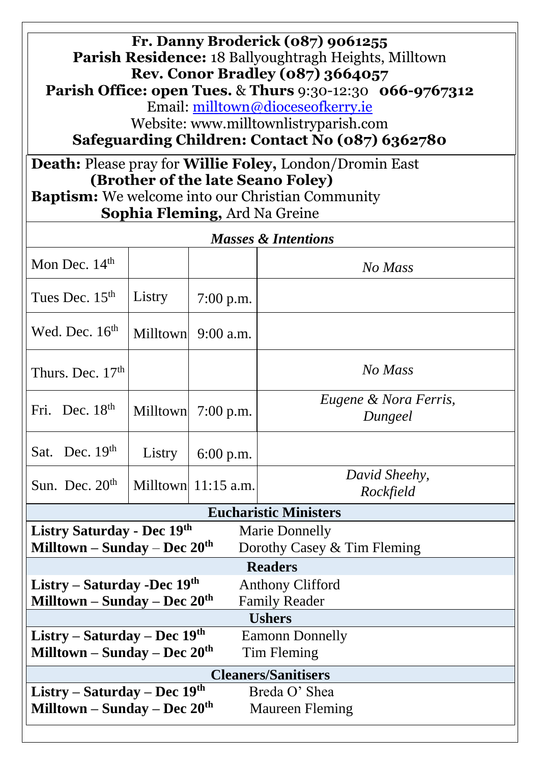**Fr. Danny Broderick (087) 9061255**
**Parish Residence:** 18 Ballyoughtragh Heights, Milltown
**Rev. Conor Bradley (087) 3664057**
**Parish Office: open Tues.** & **Thurs** 9:30-12:30 **066-9767312**
Email: milltown@dioceseofkerry.ie
Website: www.milltownlistryparish.com
**Safeguarding Children: Contact No (087) 6362780**

**Death:** Please pray for **Willie Foley,** London/Dromin East
**(Brother of the late Seano Foley)**
**Baptism:** We welcome into our Christian Community
**Sophia Fleming,** Ard Na Greine

***Masses & Intentions***

| | | | |
|---|---|---|---|
| Mon Dec. 14th | | | *No Mass* |
| Tues Dec. 15th | Listry | 7:00 p.m. | |
| Wed. Dec. 16th | Milltown | 9:00 a.m. | |
| Thurs. Dec. 17th | | | *No Mass* |
| Fri. Dec. 18th | Milltown | 7:00 p.m. | *Eugene & Nora Ferris, Dungeel* |
| Sat. Dec. 19th | Listry | 6:00 p.m. | |
| Sun. Dec. 20th | Milltown | 11:15 a.m. | *David Sheehy, Rockfield* |

**Eucharistic Ministers**

**Listry Saturday - Dec 19th** Marie Donnelly
**Milltown – Sunday – Dec 20th** Dorothy Casey & Tim Fleming

**Readers**

**Listry – Saturday -Dec 19th** Anthony Clifford
**Milltown – Sunday – Dec 20th** Family Reader

**Ushers**

**Listry – Saturday – Dec 19th** Eamonn Donnelly
**Milltown – Sunday – Dec 20th** Tim Fleming

**Cleaners/Sanitisers**

**Listry – Saturday – Dec 19th** Breda O' Shea
**Milltown – Sunday – Dec 20th** Maureen Fleming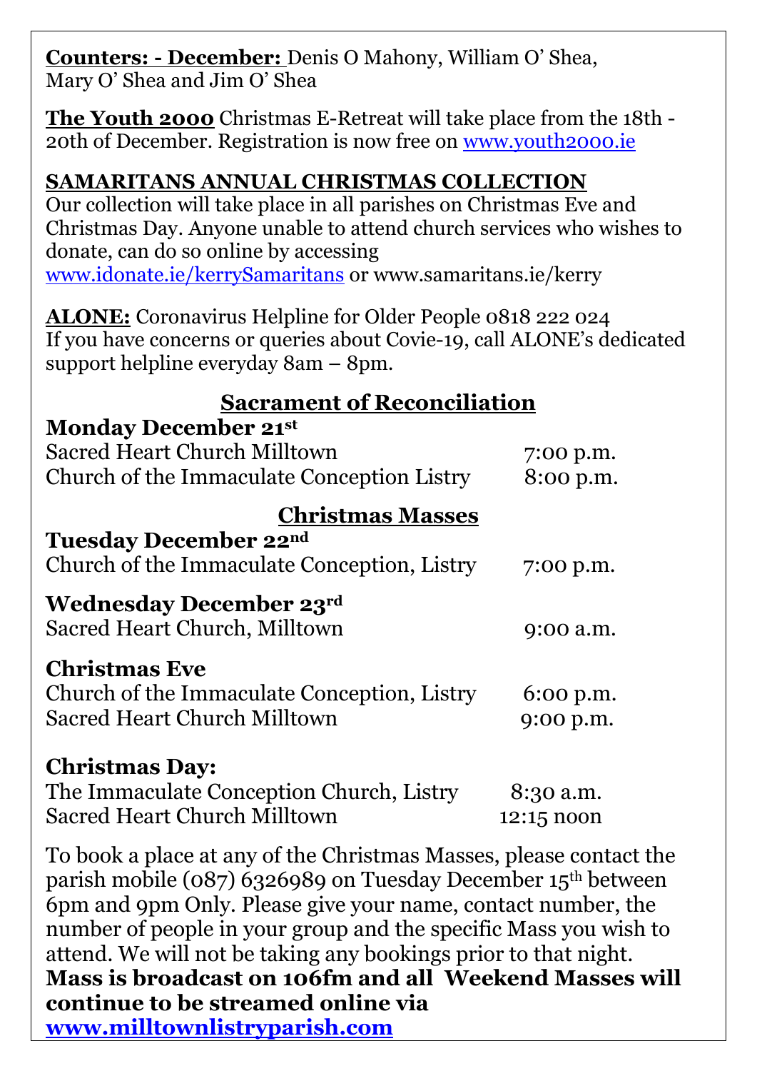**Counters: - December:** Denis O Mahony, William O' Shea, Mary O' Shea and Jim O' Shea

**The Youth 2000** Christmas E-Retreat will take place from the 18th - 20th of December. Registration is now free on [www.youth2000.ie](www.youth2000.ie)

**SAMARITANS ANNUAL CHRISTMAS COLLECTION**
Our collection will take place in all parishes on Christmas Eve and Christmas Day. Anyone unable to attend church services who wishes to donate, can do so online by accessing [www.idonate.ie/kerrySamaritans](www.idonate.ie/kerrySamaritans) or www.samaritans.ie/kerry

**ALONE:** Coronavirus Helpline for Older People 0818 222 024
If you have concerns or queries about Covie-19, call ALONE's dedicated support helpline everyday 8am – 8pm.

## Sacrament of Reconciliation

**Monday December 21st**

| | |
|---|---|
| Sacred Heart Church Milltown | 7:00 p.m. |
| Church of the Immaculate Conception Listry | 8:00 p.m. |

## Christmas Masses

**Tuesday December 22nd**

| | |
|---|---|
| Church of the Immaculate Conception, Listry | 7:00 p.m. |

**Wednesday December 23rd**

| | |
|---|---|
| Sacred Heart Church, Milltown | 9:00 a.m. |

**Christmas Eve**

| | |
|---|---|
| Church of the Immaculate Conception, Listry | 6:00 p.m. |
| Sacred Heart Church Milltown | 9:00 p.m. |

**Christmas Day:**

| | |
|---|---|
| The Immaculate Conception Church, Listry | 8:30 a.m. |
| Sacred Heart Church Milltown | 12:15 noon |

To book a place at any of the Christmas Masses, please contact the parish mobile (087) 6326989 on Tuesday December 15th between 6pm and 9pm Only. Please give your name, contact number, the number of people in your group and the specific Mass you wish to attend. We will not be taking any bookings prior to that night.
**Mass is broadcast on 106fm and all Weekend Masses will continue to be streamed online via [www.milltownlistryparish.com](www.milltownlistryparish.com)**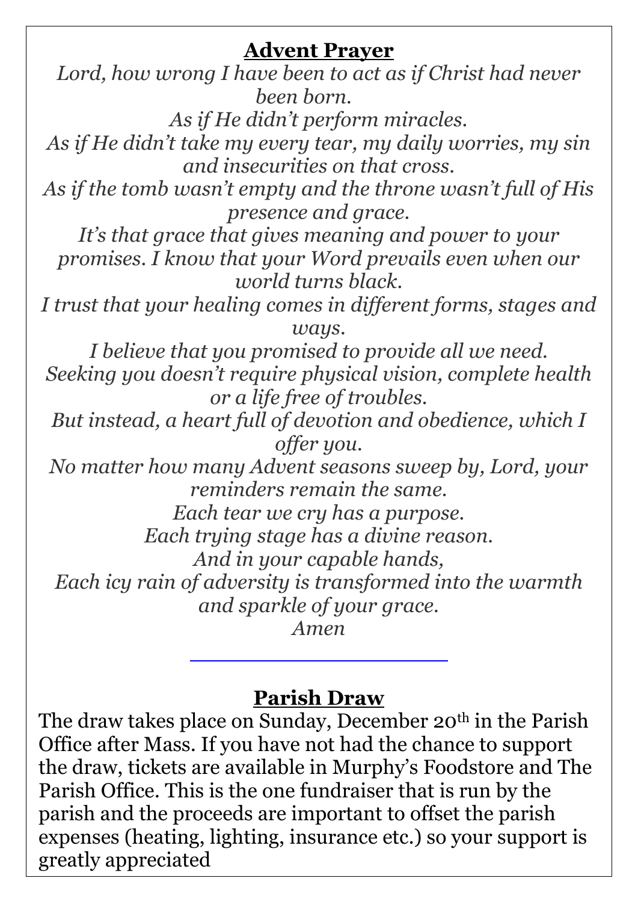## Advent Prayer

*Lord, how wrong I have been to act as if Christ had never been born.*
*As if He didn't perform miracles.*
*As if He didn't take my every tear, my daily worries, my sin and insecurities on that cross.*
*As if the tomb wasn't empty and the throne wasn't full of His presence and grace.*
*It's that grace that gives meaning and power to your promises. I know that your Word prevails even when our world turns black.*
*I trust that your healing comes in different forms, stages and ways.*
*I believe that you promised to provide all we need.*
*Seeking you doesn't require physical vision, complete health or a life free of troubles.*
*But instead, a heart full of devotion and obedience, which I offer you.*
*No matter how many Advent seasons sweep by, Lord, your reminders remain the same.*
*Each tear we cry has a purpose.*
*Each trying stage has a divine reason.*
*And in your capable hands,*
*Each icy rain of adversity is transformed into the warmth and sparkle of your grace.*
*Amen*

---

## Parish Draw

The draw takes place on Sunday, December 20th in the Parish Office after Mass. If you have not had the chance to support the draw, tickets are available in Murphy's Foodstore and The Parish Office. This is the one fundraiser that is run by the parish and the proceeds are important to offset the parish expenses (heating, lighting, insurance etc.) so your support is greatly appreciated